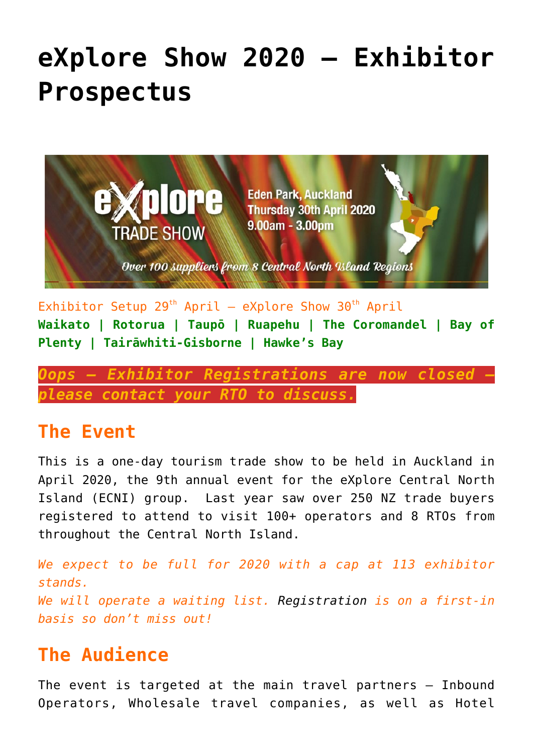# eXplore Show 2020 – Exhibitor Prospectus

Exhibitor Setup 29th April – eXplore Show 30th April

**Waikato | Rotorua | Taupō | Ruapehu | The Coromandel | Bay of Plenty | Tairāwhiti-Gisborne | Hawke's Bay**

***Oops – Exhibitor Registrations are now closed – please contact your RTO to discuss.***

## The Event

This is a one-day tourism trade show to be held in Auckland in April 2020, the 9th annual event for the eXplore Central North Island (ECNI) group. Last year saw over 250 NZ trade buyers registered to attend to visit 100+ operators and 8 RTOs from throughout the Central North Island.

*We expect to be full for 2020 with a cap at 113 exhibitor stands.*
*We will operate a waiting list. Registration is on a first-in basis so don't miss out!*

## The Audience

The event is targeted at the main travel partners – Inbound Operators, Wholesale travel companies, as well as Hotel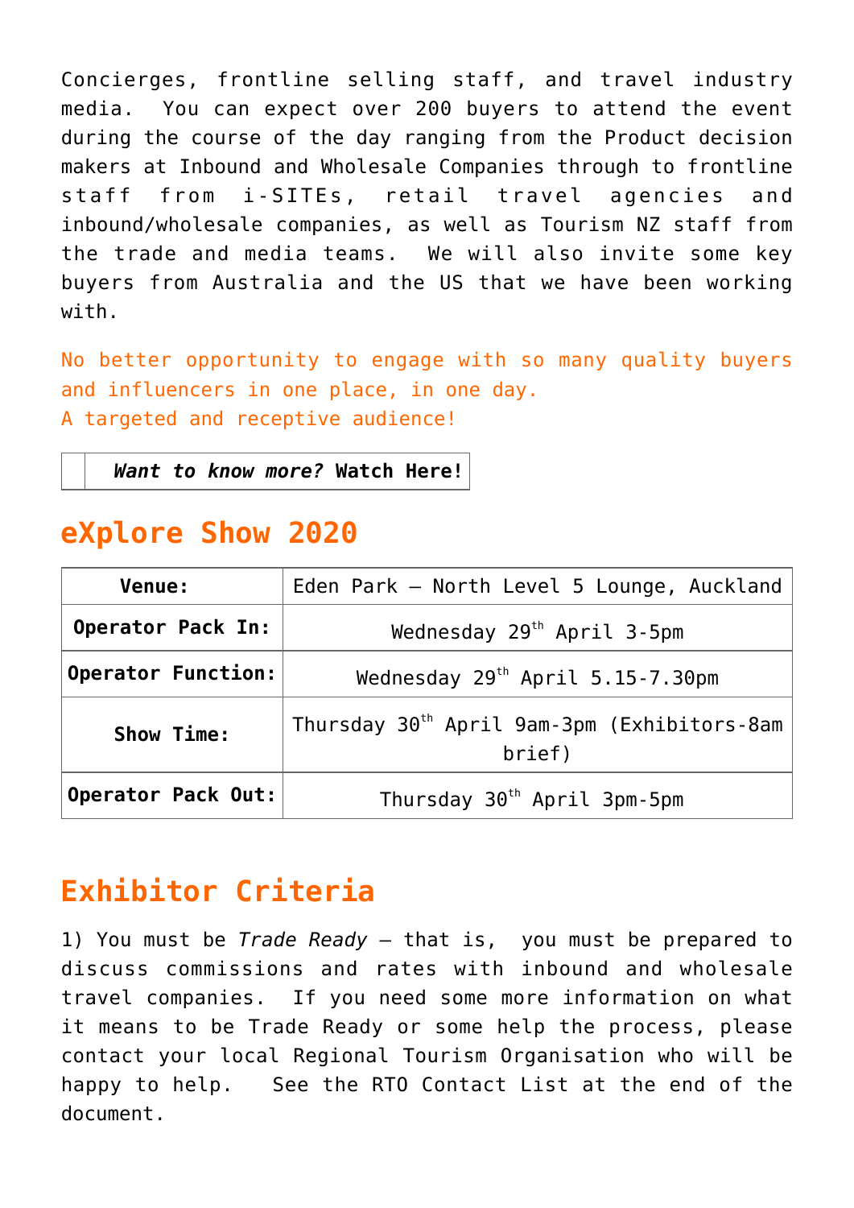Concierges, frontline selling staff, and travel industry media. You can expect over 200 buyers to attend the event during the course of the day ranging from the Product decision makers at Inbound and Wholesale Companies through to frontline staff from i-SITEs, retail travel agencies and inbound/wholesale companies, as well as Tourism NZ staff from the trade and media teams. We will also invite some key buyers from Australia and the US that we have been working with.

No better opportunity to engage with so many quality buyers and influencers in one place, in one day.
A targeted and receptive audience!

| | ***Want to know more?*** **Watch Here!** |
|---|---|

## eXplore Show 2020

| **Venue:** | Eden Park – North Level 5 Lounge, Auckland |
|---|---|
| **Operator Pack In:** | Wednesday 29th April 3-5pm |
| **Operator Function:** | Wednesday 29th April 5.15-7.30pm |
| **Show Time:** | Thursday 30th April 9am-3pm (Exhibitors-8am brief) |
| **Operator Pack Out:** | Thursday 30th April 3pm-5pm |

## Exhibitor Criteria

1) You must be *Trade Ready* – that is, you must be prepared to discuss commissions and rates with inbound and wholesale travel companies. If you need some more information on what it means to be Trade Ready or some help the process, please contact your local Regional Tourism Organisation who will be happy to help. See the RTO Contact List at the end of the document.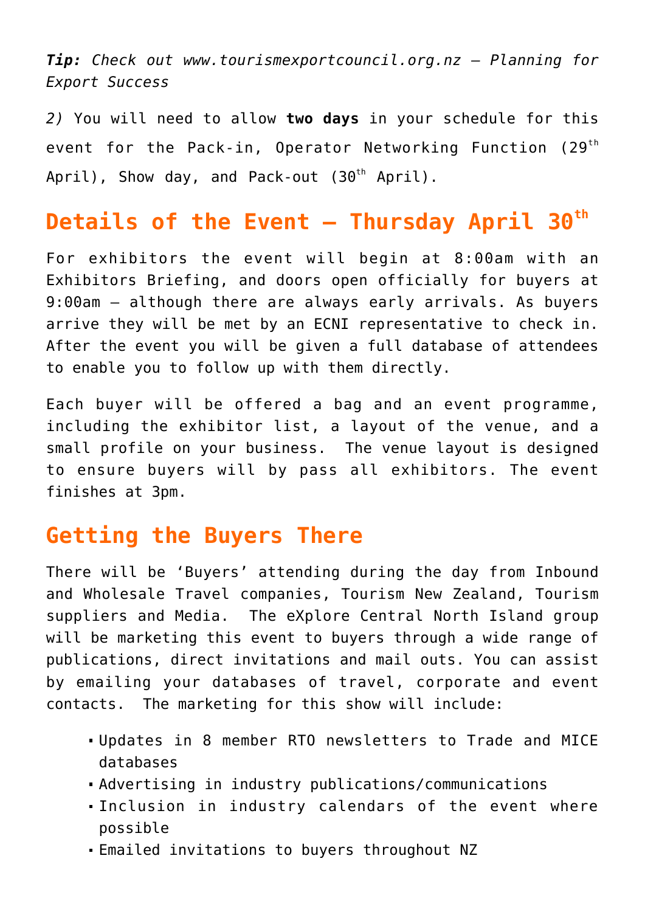***Tip:*** *Check out www.tourismexportcouncil.org.nz – Planning for Export Success*

*2)* You will need to allow **two days** in your schedule for this event for the Pack-in, Operator Networking Function (29th April), Show day, and Pack-out (30th April).

## Details of the Event – Thursday April 30th

For exhibitors the event will begin at 8:00am with an Exhibitors Briefing, and doors open officially for buyers at 9:00am – although there are always early arrivals. As buyers arrive they will be met by an ECNI representative to check in. After the event you will be given a full database of attendees to enable you to follow up with them directly.

Each buyer will be offered a bag and an event programme, including the exhibitor list, a layout of the venue, and a small profile on your business. The venue layout is designed to ensure buyers will by pass all exhibitors. The event finishes at 3pm.

## Getting the Buyers There

There will be 'Buyers' attending during the day from Inbound and Wholesale Travel companies, Tourism New Zealand, Tourism suppliers and Media. The eXplore Central North Island group will be marketing this event to buyers through a wide range of publications, direct invitations and mail outs. You can assist by emailing your databases of travel, corporate and event contacts. The marketing for this show will include:

- Updates in 8 member RTO newsletters to Trade and MICE databases
- Advertising in industry publications/communications
- Inclusion in industry calendars of the event where possible
- Emailed invitations to buyers throughout NZ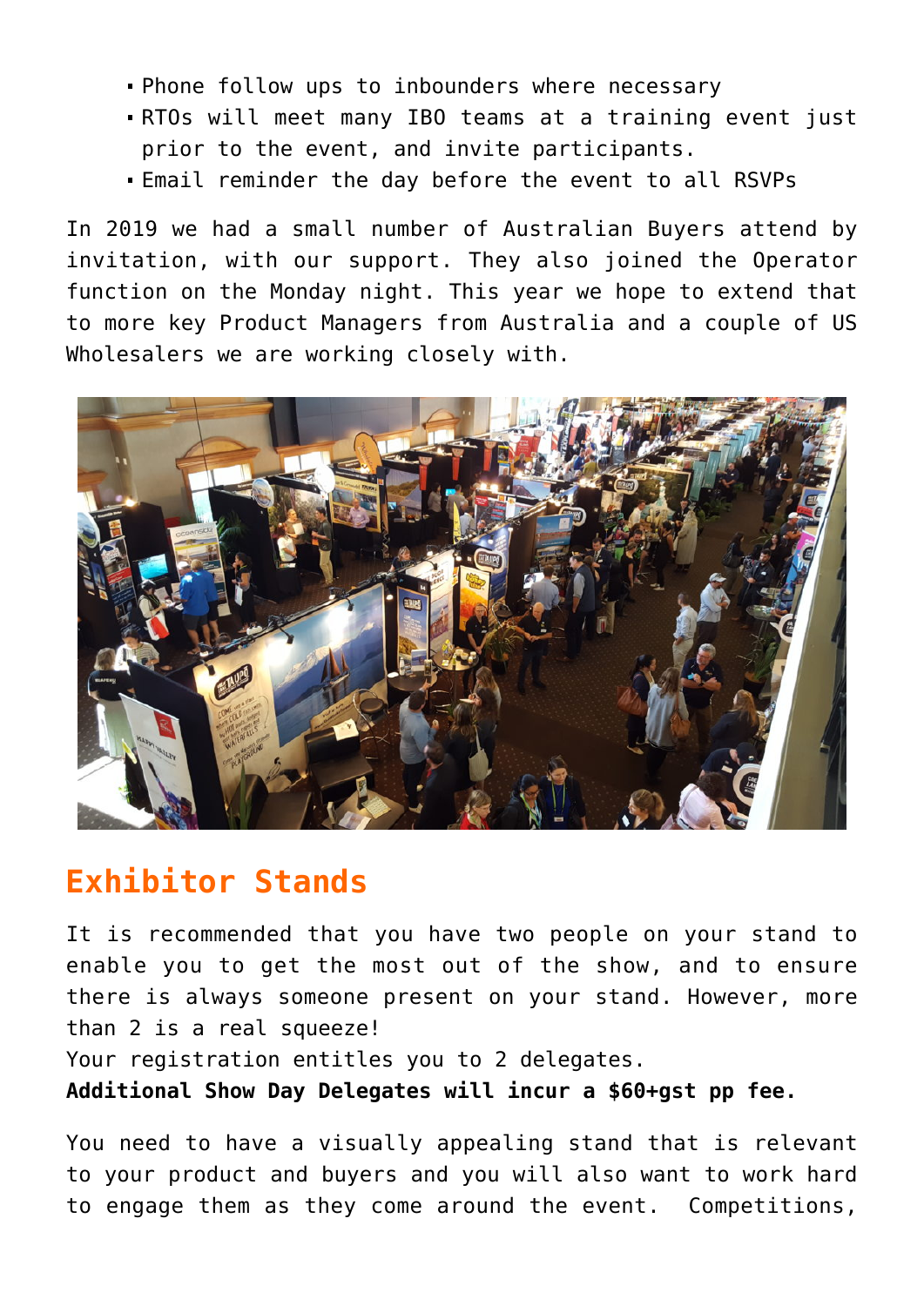- Phone follow ups to inbounders where necessary
- RTOs will meet many IBO teams at a training event just prior to the event, and invite participants.
- Email reminder the day before the event to all RSVPs

In 2019 we had a small number of Australian Buyers attend by invitation, with our support. They also joined the Operator function on the Monday night. This year we hope to extend that to more key Product Managers from Australia and a couple of US Wholesalers we are working closely with.

## Exhibitor Stands

It is recommended that you have two people on your stand to enable you to get the most out of the show, and to ensure there is always someone present on your stand. However, more than 2 is a real squeeze!
Your registration entitles you to 2 delegates.
**Additional Show Day Delegates will incur a $60+gst pp fee.**

You need to have a visually appealing stand that is relevant to your product and buyers and you will also want to work hard to engage them as they come around the event. Competitions,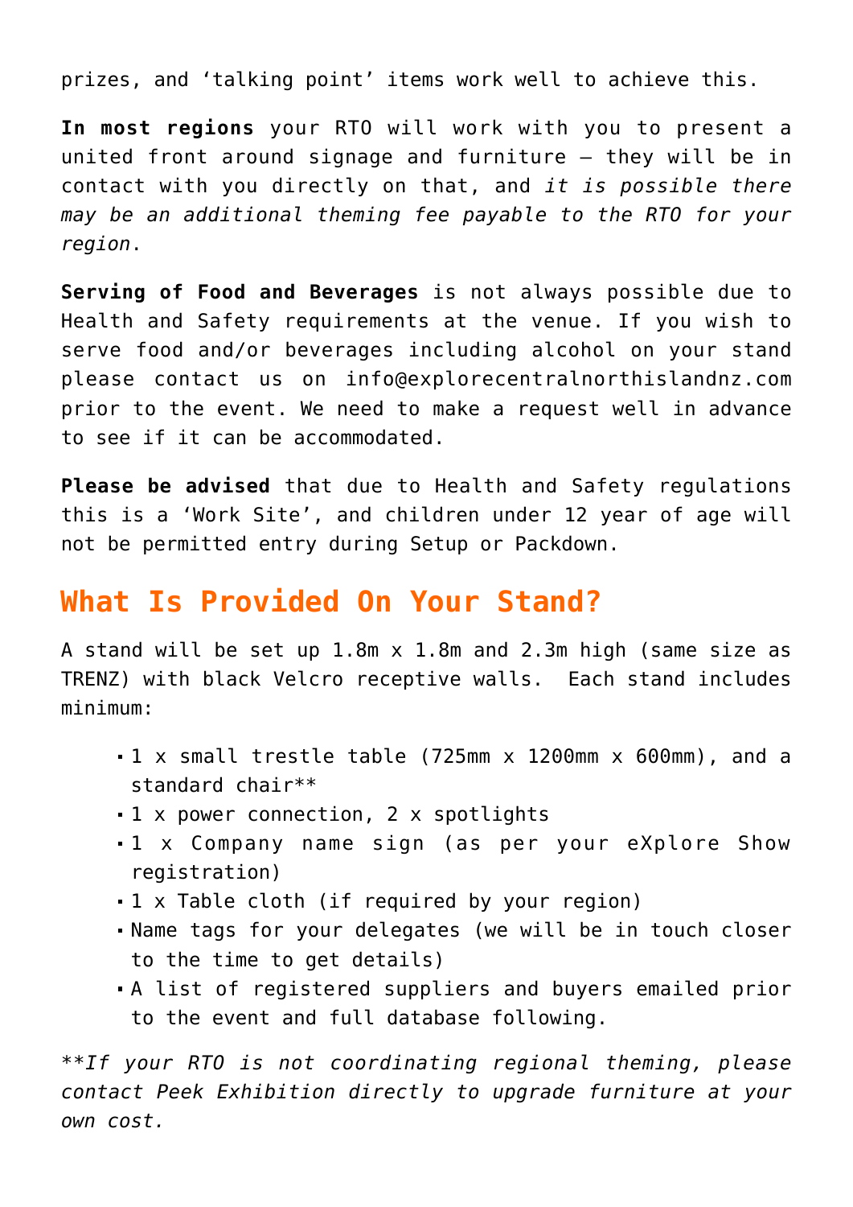prizes, and 'talking point' items work well to achieve this.

**In most regions** your RTO will work with you to present a united front around signage and furniture – they will be in contact with you directly on that, and *it is possible there may be an additional theming fee payable to the RTO for your region*.

**Serving of Food and Beverages** is not always possible due to Health and Safety requirements at the venue. If you wish to serve food and/or beverages including alcohol on your stand please contact us on info@explorecentralnorthislandnz.com prior to the event. We need to make a request well in advance to see if it can be accommodated.

**Please be advised** that due to Health and Safety regulations this is a 'Work Site', and children under 12 year of age will not be permitted entry during Setup or Packdown.

## What Is Provided On Your Stand?

A stand will be set up 1.8m x 1.8m and 2.3m high (same size as TRENZ) with black Velcro receptive walls. Each stand includes minimum:

- 1 x small trestle table (725mm x 1200mm x 600mm), and a standard chair**
- 1 x power connection, 2 x spotlights
- 1 x Company name sign (as per your eXplore Show registration)
- 1 x Table cloth (if required by your region)
- Name tags for your delegates (we will be in touch closer to the time to get details)
- A list of registered suppliers and buyers emailed prior to the event and full database following.

*\*\*If your RTO is not coordinating regional theming, please contact Peek Exhibition directly to upgrade furniture at your own cost.*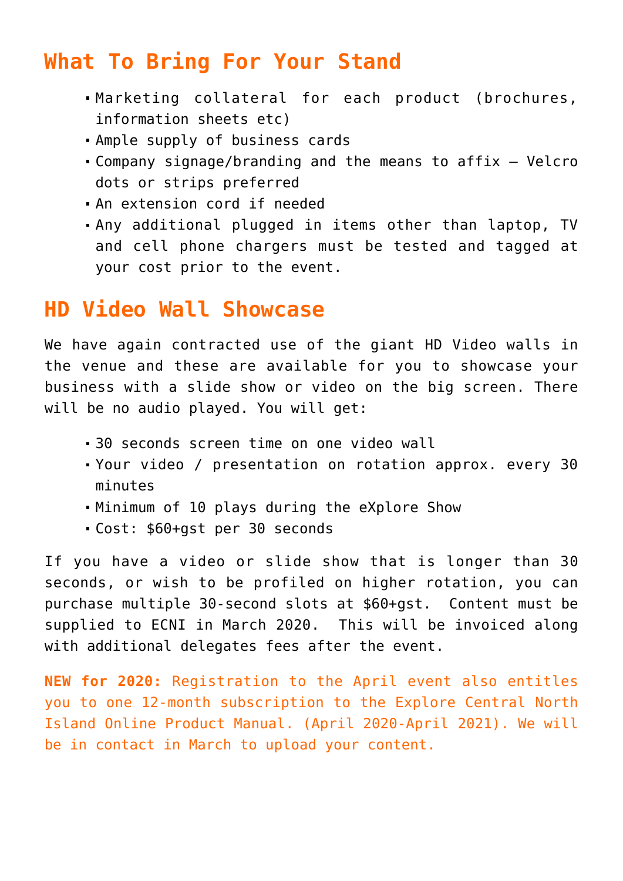## What To Bring For Your Stand

- Marketing collateral for each product (brochures, information sheets etc)
- Ample supply of business cards
- Company signage/branding and the means to affix – Velcro dots or strips preferred
- An extension cord if needed
- Any additional plugged in items other than laptop, TV and cell phone chargers must be tested and tagged at your cost prior to the event.

## HD Video Wall Showcase

We have again contracted use of the giant HD Video walls in the venue and these are available for you to showcase your business with a slide show or video on the big screen. There will be no audio played. You will get:

- 30 seconds screen time on one video wall
- Your video / presentation on rotation approx. every 30 minutes
- Minimum of 10 plays during the eXplore Show
- Cost: $60+gst per 30 seconds

If you have a video or slide show that is longer than 30 seconds, or wish to be profiled on higher rotation, you can purchase multiple 30-second slots at $60+gst. Content must be supplied to ECNI in March 2020. This will be invoiced along with additional delegates fees after the event.

**NEW for 2020:** Registration to the April event also entitles you to one 12-month subscription to the Explore Central North Island Online Product Manual. (April 2020-April 2021). We will be in contact in March to upload your content.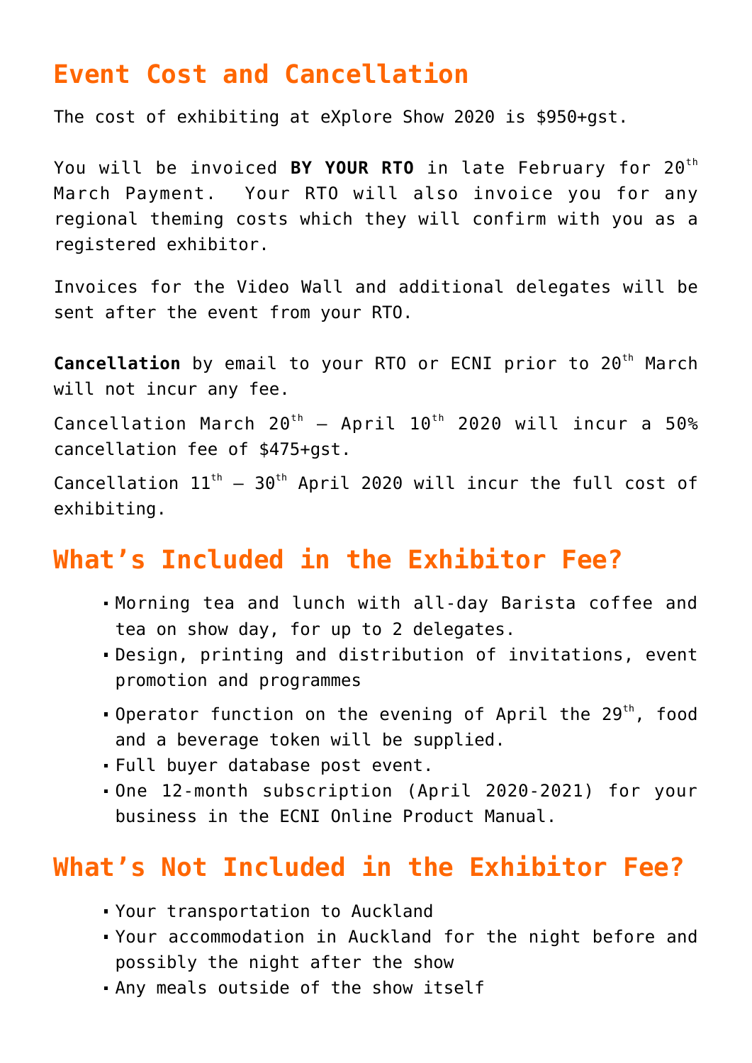## Event Cost and Cancellation

The cost of exhibiting at eXplore Show 2020 is $950+gst.

You will be invoiced **BY YOUR RTO** in late February for 20th March Payment. Your RTO will also invoice you for any regional theming costs which they will confirm with you as a registered exhibitor.

Invoices for the Video Wall and additional delegates will be sent after the event from your RTO.

**Cancellation** by email to your RTO or ECNI prior to 20th March will not incur any fee.

Cancellation March 20th – April 10th 2020 will incur a 50% cancellation fee of $475+gst.

Cancellation 11th – 30th April 2020 will incur the full cost of exhibiting.

## What's Included in the Exhibitor Fee?

- Morning tea and lunch with all-day Barista coffee and tea on show day, for up to 2 delegates.
- Design, printing and distribution of invitations, event promotion and programmes
- Operator function on the evening of April the 29th, food and a beverage token will be supplied.
- Full buyer database post event.
- One 12-month subscription (April 2020-2021) for your business in the ECNI Online Product Manual.

## What's Not Included in the Exhibitor Fee?

- Your transportation to Auckland
- Your accommodation in Auckland for the night before and possibly the night after the show
- Any meals outside of the show itself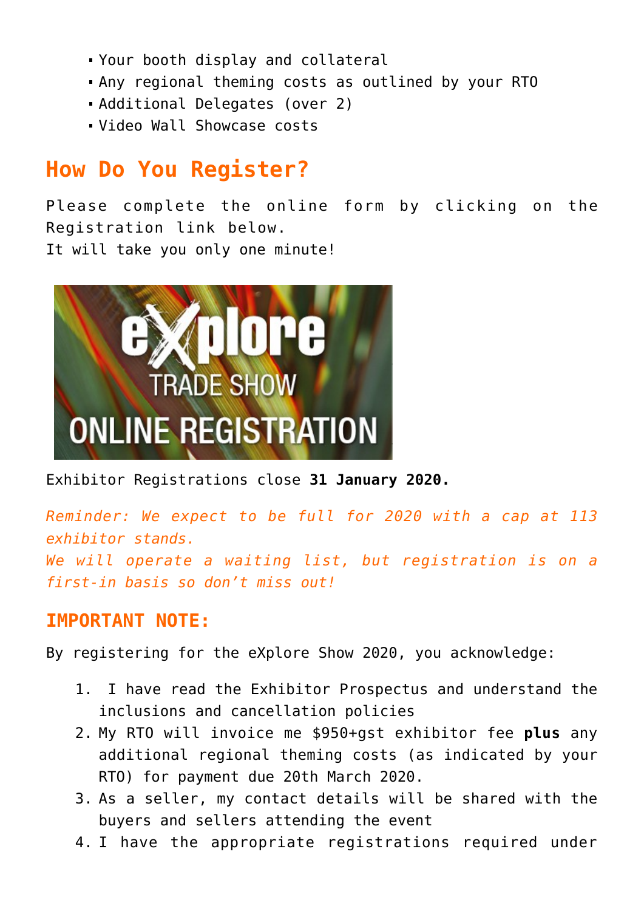- Your booth display and collateral
- Any regional theming costs as outlined by your RTO
- Additional Delegates (over 2)
- Video Wall Showcase costs

## How Do You Register?

Please complete the online form by clicking on the Registration link below.
It will take you only one minute!

Exhibitor Registrations close **31 January 2020.**

*Reminder: We expect to be full for 2020 with a cap at 113 exhibitor stands.*
*We will operate a waiting list, but registration is on a first-in basis so don't miss out!*

### IMPORTANT NOTE:

By registering for the eXplore Show 2020, you acknowledge:

1. I have read the Exhibitor Prospectus and understand the inclusions and cancellation policies
2. My RTO will invoice me $950+gst exhibitor fee **plus** any additional regional theming costs (as indicated by your RTO) for payment due 20th March 2020.
3. As a seller, my contact details will be shared with the buyers and sellers attending the event
4. I have the appropriate registrations required under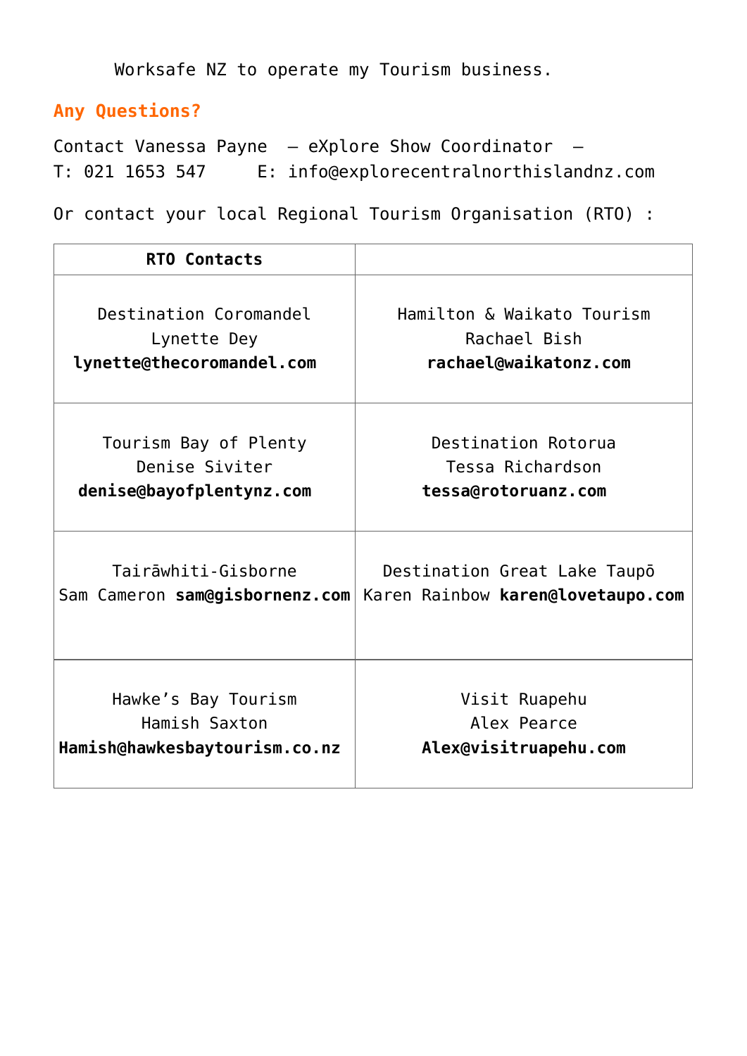Worksafe NZ to operate my Tourism business.

## Any Questions?

Contact Vanessa Payne – eXplore Show Coordinator –
T: 021 1653 547 E: info@explorecentralnorthislandnz.com

Or contact your local Regional Tourism Organisation (RTO) :

| **RTO Contacts** | |
|---|---|
| Destination Coromandel<br>Lynette Dey<br>**lynette@thecoromandel.com** | Hamilton & Waikato Tourism<br>Rachael Bish<br>**rachael@waikatonz.com** |
| Tourism Bay of Plenty<br>Denise Siviter<br>**denise@bayofplentynz.com** | Destination Rotorua<br>Tessa Richardson<br>**tessa@rotoruanz.com** |
| Tairāwhiti-Gisborne<br>Sam Cameron **sam@gisbornenz.com** | Destination Great Lake Taupō<br>Karen Rainbow **karen@lovetaupo.com** |
| Hawke's Bay Tourism<br>Hamish Saxton<br>**Hamish@hawkesbaytourism.co.nz** | Visit Ruapehu<br>Alex Pearce<br>**Alex@visitruapehu.com** |